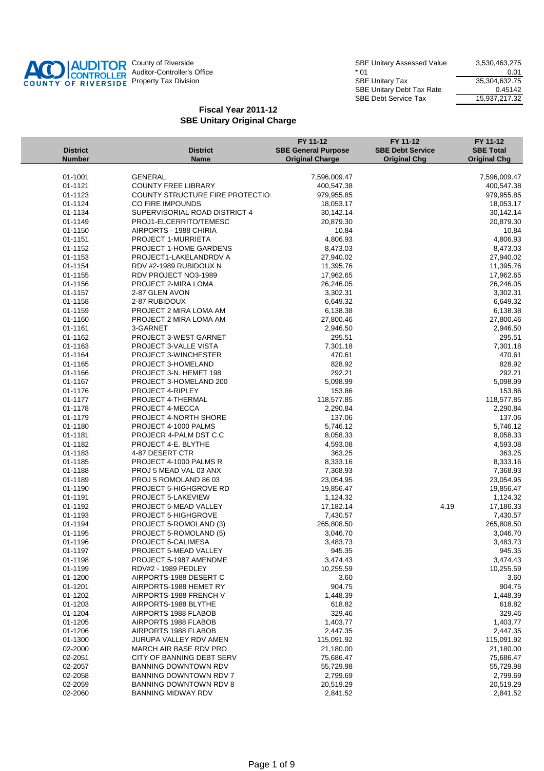AUDITOR CONTROLLER COUNTY OF RIVERSIDE

County of Riverside
Auditor-Controller's Office
Property Tax Division

| | |
|---|---:|
| SBE Unitary Assessed Value | 3,530,463,275 |
| *.01 | 0.01 |
| SBE Unitary Tax | 35,304,632.75 |
| SBE Unitary Debt Tax Rate | 0.45142 |
| SBE Debt Service Tax | 15,937,217.32 |

## Fiscal Year 2011-12
## SBE Unitary Original Charge

| District Number | District Name | FY 11-12 SBE General Purpose Original Charge | FY 11-12 SBE Debt Service Original Chg | FY 11-12 SBE Total Original Chg |
|---|---|---:|---:|---:|
| 01-1001 | GENERAL | 7,596,009.47 | | 7,596,009.47 |
| 01-1121 | COUNTY FREE LIBRARY | 400,547.38 | | 400,547.38 |
| 01-1123 | COUNTY STRUCTURE FIRE PROTECTIO | 979,955.85 | | 979,955.85 |
| 01-1124 | CO FIRE IMPOUNDS | 18,053.17 | | 18,053.17 |
| 01-1134 | SUPERVISORIAL ROAD DISTRICT 4 | 30,142.14 | | 30,142.14 |
| 01-1149 | PROJ1-ELCERRITO/TEMESC | 20,879.30 | | 20,879.30 |
| 01-1150 | AIRPORTS - 1988 CHIRIA | 10.84 | | 10.84 |
| 01-1151 | PROJECT 1-MURRIETA | 4,806.93 | | 4,806.93 |
| 01-1152 | PROJECT 1-HOME GARDENS | 8,473.03 | | 8,473.03 |
| 01-1153 | PROJECT1-LAKELANDRDV A | 27,940.02 | | 27,940.02 |
| 01-1154 | RDV #2-1989 RUBIDOUX N | 11,395.76 | | 11,395.76 |
| 01-1155 | RDV PROJECT NO3-1989 | 17,962.65 | | 17,962.65 |
| 01-1156 | PROJECT 2-MIRA LOMA | 26,246.05 | | 26,246.05 |
| 01-1157 | 2-87 GLEN AVON | 3,302.31 | | 3,302.31 |
| 01-1158 | 2-87 RUBIDOUX | 6,649.32 | | 6,649.32 |
| 01-1159 | PROJECT 2 MIRA LOMA AM | 6,138.38 | | 6,138.38 |
| 01-1160 | PROJECT 2 MIRA LOMA AM | 27,800.46 | | 27,800.46 |
| 01-1161 | 3-GARNET | 2,946.50 | | 2,946.50 |
| 01-1162 | PROJECT 3-WEST GARNET | 295.51 | | 295.51 |
| 01-1163 | PROJECT 3-VALLE VISTA | 7,301.18 | | 7,301.18 |
| 01-1164 | PROJECT 3-WINCHESTER | 470.61 | | 470.61 |
| 01-1165 | PROJECT 3-HOMELAND | 828.92 | | 828.92 |
| 01-1166 | PROJECT 3-N. HEMET 198 | 292.21 | | 292.21 |
| 01-1167 | PROJECT 3-HOMELAND 200 | 5,098.99 | | 5,098.99 |
| 01-1176 | PROJECT 4-RIPLEY | 153.86 | | 153.86 |
| 01-1177 | PROJECT 4-THERMAL | 118,577.85 | | 118,577.85 |
| 01-1178 | PROJECT 4-MECCA | 2,290.84 | | 2,290.84 |
| 01-1179 | PROJECT 4-NORTH SHORE | 137.06 | | 137.06 |
| 01-1180 | PROJECT 4-1000 PALMS | 5,746.12 | | 5,746.12 |
| 01-1181 | PROJECR 4-PALM DST C.C | 8,058.33 | | 8,058.33 |
| 01-1182 | PROJECT 4-E. BLYTHE | 4,593.08 | | 4,593.08 |
| 01-1183 | 4-87 DESERT CTR | 363.25 | | 363.25 |
| 01-1185 | PROJECT 4-1000 PALMS R | 8,333.16 | | 8,333.16 |
| 01-1188 | PROJ 5 MEAD VAL 03 ANX | 7,368.93 | | 7,368.93 |
| 01-1189 | PROJ 5 ROMOLAND 86 03 | 23,054.95 | | 23,054.95 |
| 01-1190 | PROJECT 5-HIGHGROVE RD | 19,856.47 | | 19,856.47 |
| 01-1191 | PROJECT 5-LAKEVIEW | 1,124.32 | | 1,124.32 |
| 01-1192 | PROJECT 5-MEAD VALLEY | 17,182.14 | 4.19 | 17,186.33 |
| 01-1193 | PROJECT 5-HIGHGROVE | 7,430.57 | | 7,430.57 |
| 01-1194 | PROJECT 5-ROMOLAND (3) | 265,808.50 | | 265,808.50 |
| 01-1195 | PROJECT 5-ROMOLAND (5) | 3,046.70 | | 3,046.70 |
| 01-1196 | PROJECT 5-CALIMESA | 3,483.73 | | 3,483.73 |
| 01-1197 | PROJECT 5-MEAD VALLEY | 945.35 | | 945.35 |
| 01-1198 | PROJECT 5-1987 AMENDME | 3,474.43 | | 3,474.43 |
| 01-1199 | RDV#2 - 1989 PEDLEY | 10,255.59 | | 10,255.59 |
| 01-1200 | AIRPORTS-1988 DESERT C | 3.60 | | 3.60 |
| 01-1201 | AIRPORTS-1988 HEMET RY | 904.75 | | 904.75 |
| 01-1202 | AIRPORTS-1988 FRENCH V | 1,448.39 | | 1,448.39 |
| 01-1203 | AIRPORTS-1988 BLYTHE | 618.82 | | 618.82 |
| 01-1204 | AIRPORTS 1988 FLABOB | 329.46 | | 329.46 |
| 01-1205 | AIRPORTS 1988 FLABOB | 1,403.77 | | 1,403.77 |
| 01-1206 | AIRPORTS 1988 FLABOB | 2,447.35 | | 2,447.35 |
| 01-1300 | JURUPA VALLEY RDV AMEN | 115,091.92 | | 115,091.92 |
| 02-2000 | MARCH AIR BASE RDV PRO | 21,180.00 | | 21,180.00 |
| 02-2051 | CITY OF BANNING DEBT SERV | 75,686.47 | | 75,686.47 |
| 02-2057 | BANNING DOWNTOWN RDV | 55,729.98 | | 55,729.98 |
| 02-2058 | BANNING DOWNTOWN RDV 7 | 2,799.69 | | 2,799.69 |
| 02-2059 | BANNING DOWNTOWN RDV 8 | 20,519.29 | | 20,519.29 |
| 02-2060 | BANNING MIDWAY RDV | 2,841.52 | | 2,841.52 |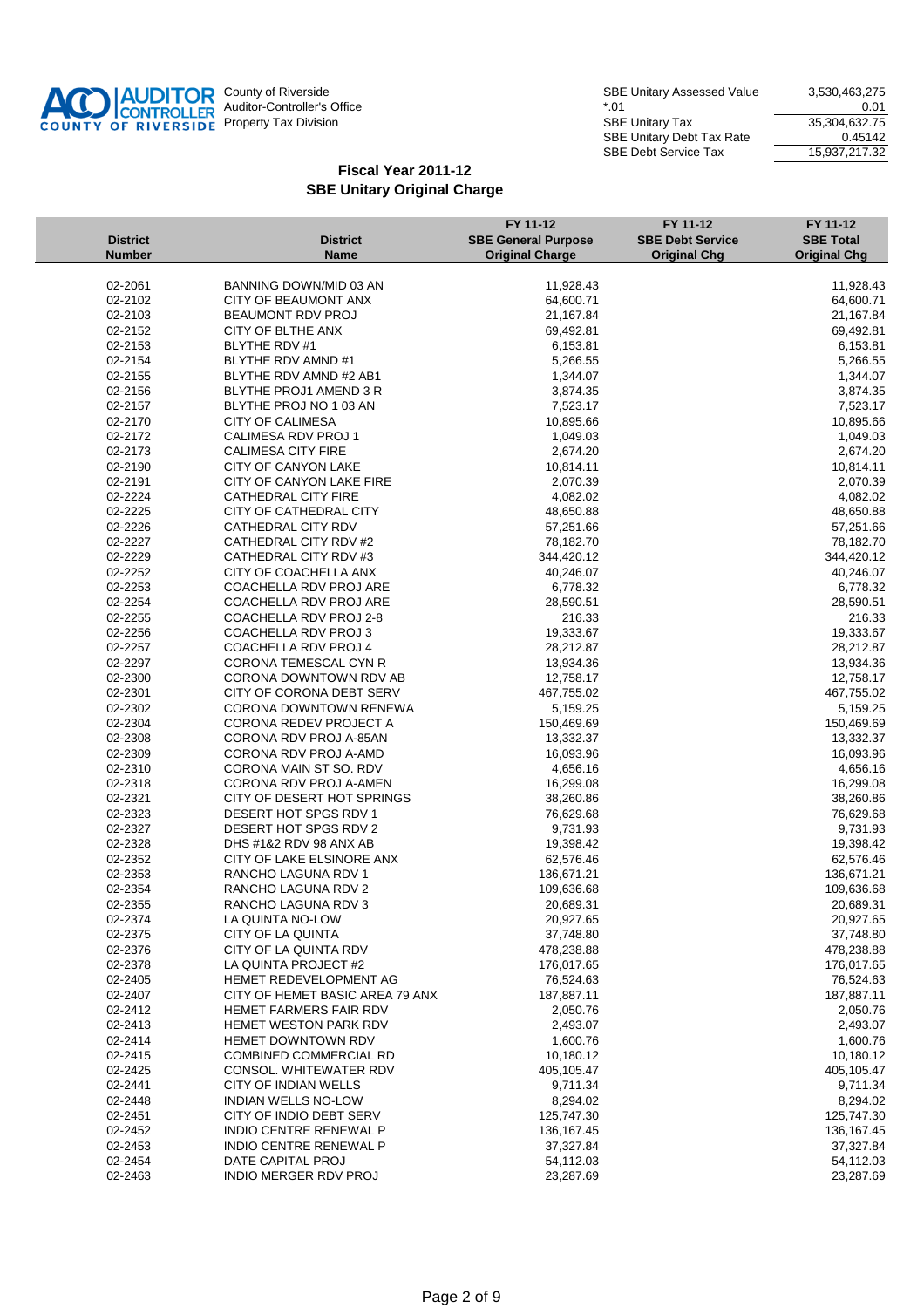County of Riverside
Auditor-Controller's Office
Property Tax Division

| | |
|---|---|
| SBE Unitary Assessed Value | 3,530,463,275 |
| *.01 | 0.01 |
| SBE Unitary Tax | 35,304,632.75 |
| SBE Unitary Debt Tax Rate | 0.45142 |
| SBE Debt Service Tax | 15,937,217.32 |

## Fiscal Year 2011-12
## SBE Unitary Original Charge

| District Number | District Name | FY 11-12 SBE General Purpose Original Charge | FY 11-12 SBE Debt Service Original Chg | FY 11-12 SBE Total Original Chg |
|---|---|---|---|---|
| 02-2061 | BANNING DOWN/MID 03 AN | 11,928.43 | | 11,928.43 |
| 02-2102 | CITY OF BEAUMONT ANX | 64,600.71 | | 64,600.71 |
| 02-2103 | BEAUMONT RDV PROJ | 21,167.84 | | 21,167.84 |
| 02-2152 | CITY OF BLTHE ANX | 69,492.81 | | 69,492.81 |
| 02-2153 | BLYTHE RDV #1 | 6,153.81 | | 6,153.81 |
| 02-2154 | BLYTHE RDV AMND #1 | 5,266.55 | | 5,266.55 |
| 02-2155 | BLYTHE RDV AMND #2 AB1 | 1,344.07 | | 1,344.07 |
| 02-2156 | BLYTHE PROJ1 AMEND 3 R | 3,874.35 | | 3,874.35 |
| 02-2157 | BLYTHE PROJ NO 1 03 AN | 7,523.17 | | 7,523.17 |
| 02-2170 | CITY OF CALIMESA | 10,895.66 | | 10,895.66 |
| 02-2172 | CALIMESA RDV PROJ 1 | 1,049.03 | | 1,049.03 |
| 02-2173 | CALIMESA CITY FIRE | 2,674.20 | | 2,674.20 |
| 02-2190 | CITY OF CANYON LAKE | 10,814.11 | | 10,814.11 |
| 02-2191 | CITY OF CANYON LAKE FIRE | 2,070.39 | | 2,070.39 |
| 02-2224 | CATHEDRAL CITY FIRE | 4,082.02 | | 4,082.02 |
| 02-2225 | CITY OF CATHEDRAL CITY | 48,650.88 | | 48,650.88 |
| 02-2226 | CATHEDRAL CITY RDV | 57,251.66 | | 57,251.66 |
| 02-2227 | CATHEDRAL CITY RDV #2 | 78,182.70 | | 78,182.70 |
| 02-2229 | CATHEDRAL CITY RDV #3 | 344,420.12 | | 344,420.12 |
| 02-2252 | CITY OF COACHELLA ANX | 40,246.07 | | 40,246.07 |
| 02-2253 | COACHELLA RDV PROJ ARE | 6,778.32 | | 6,778.32 |
| 02-2254 | COACHELLA RDV PROJ ARE | 28,590.51 | | 28,590.51 |
| 02-2255 | COACHELLA RDV PROJ 2-8 | 216.33 | | 216.33 |
| 02-2256 | COACHELLA RDV PROJ 3 | 19,333.67 | | 19,333.67 |
| 02-2257 | COACHELLA RDV PROJ 4 | 28,212.87 | | 28,212.87 |
| 02-2297 | CORONA TEMESCAL CYN R | 13,934.36 | | 13,934.36 |
| 02-2300 | CORONA DOWNTOWN RDV AB | 12,758.17 | | 12,758.17 |
| 02-2301 | CITY OF CORONA DEBT SERV | 467,755.02 | | 467,755.02 |
| 02-2302 | CORONA DOWNTOWN RENEWA | 5,159.25 | | 5,159.25 |
| 02-2304 | CORONA REDEV PROJECT A | 150,469.69 | | 150,469.69 |
| 02-2308 | CORONA RDV PROJ A-85AN | 13,332.37 | | 13,332.37 |
| 02-2309 | CORONA RDV PROJ A-AMD | 16,093.96 | | 16,093.96 |
| 02-2310 | CORONA MAIN ST SO. RDV | 4,656.16 | | 4,656.16 |
| 02-2318 | CORONA RDV PROJ A-AMEN | 16,299.08 | | 16,299.08 |
| 02-2321 | CITY OF DESERT HOT SPRINGS | 38,260.86 | | 38,260.86 |
| 02-2323 | DESERT HOT SPGS RDV 1 | 76,629.68 | | 76,629.68 |
| 02-2327 | DESERT HOT SPGS RDV 2 | 9,731.93 | | 9,731.93 |
| 02-2328 | DHS #1&2 RDV 98 ANX AB | 19,398.42 | | 19,398.42 |
| 02-2352 | CITY OF LAKE ELSINORE ANX | 62,576.46 | | 62,576.46 |
| 02-2353 | RANCHO LAGUNA RDV 1 | 136,671.21 | | 136,671.21 |
| 02-2354 | RANCHO LAGUNA RDV 2 | 109,636.68 | | 109,636.68 |
| 02-2355 | RANCHO LAGUNA RDV 3 | 20,689.31 | | 20,689.31 |
| 02-2374 | LA QUINTA NO-LOW | 20,927.65 | | 20,927.65 |
| 02-2375 | CITY OF LA QUINTA | 37,748.80 | | 37,748.80 |
| 02-2376 | CITY OF LA QUINTA RDV | 478,238.88 | | 478,238.88 |
| 02-2378 | LA QUINTA PROJECT #2 | 176,017.65 | | 176,017.65 |
| 02-2405 | HEMET REDEVELOPMENT AG | 76,524.63 | | 76,524.63 |
| 02-2407 | CITY OF HEMET BASIC AREA 79 ANX | 187,887.11 | | 187,887.11 |
| 02-2412 | HEMET FARMERS FAIR RDV | 2,050.76 | | 2,050.76 |
| 02-2413 | HEMET WESTON PARK RDV | 2,493.07 | | 2,493.07 |
| 02-2414 | HEMET DOWNTOWN RDV | 1,600.76 | | 1,600.76 |
| 02-2415 | COMBINED COMMERCIAL RD | 10,180.12 | | 10,180.12 |
| 02-2425 | CONSOL. WHITEWATER RDV | 405,105.47 | | 405,105.47 |
| 02-2441 | CITY OF INDIAN WELLS | 9,711.34 | | 9,711.34 |
| 02-2448 | INDIAN WELLS NO-LOW | 8,294.02 | | 8,294.02 |
| 02-2451 | CITY OF INDIO DEBT SERV | 125,747.30 | | 125,747.30 |
| 02-2452 | INDIO CENTRE RENEWAL P | 136,167.45 | | 136,167.45 |
| 02-2453 | INDIO CENTRE RENEWAL P | 37,327.84 | | 37,327.84 |
| 02-2454 | DATE CAPITAL PROJ | 54,112.03 | | 54,112.03 |
| 02-2463 | INDIO MERGER RDV PROJ | 23,287.69 | | 23,287.69 |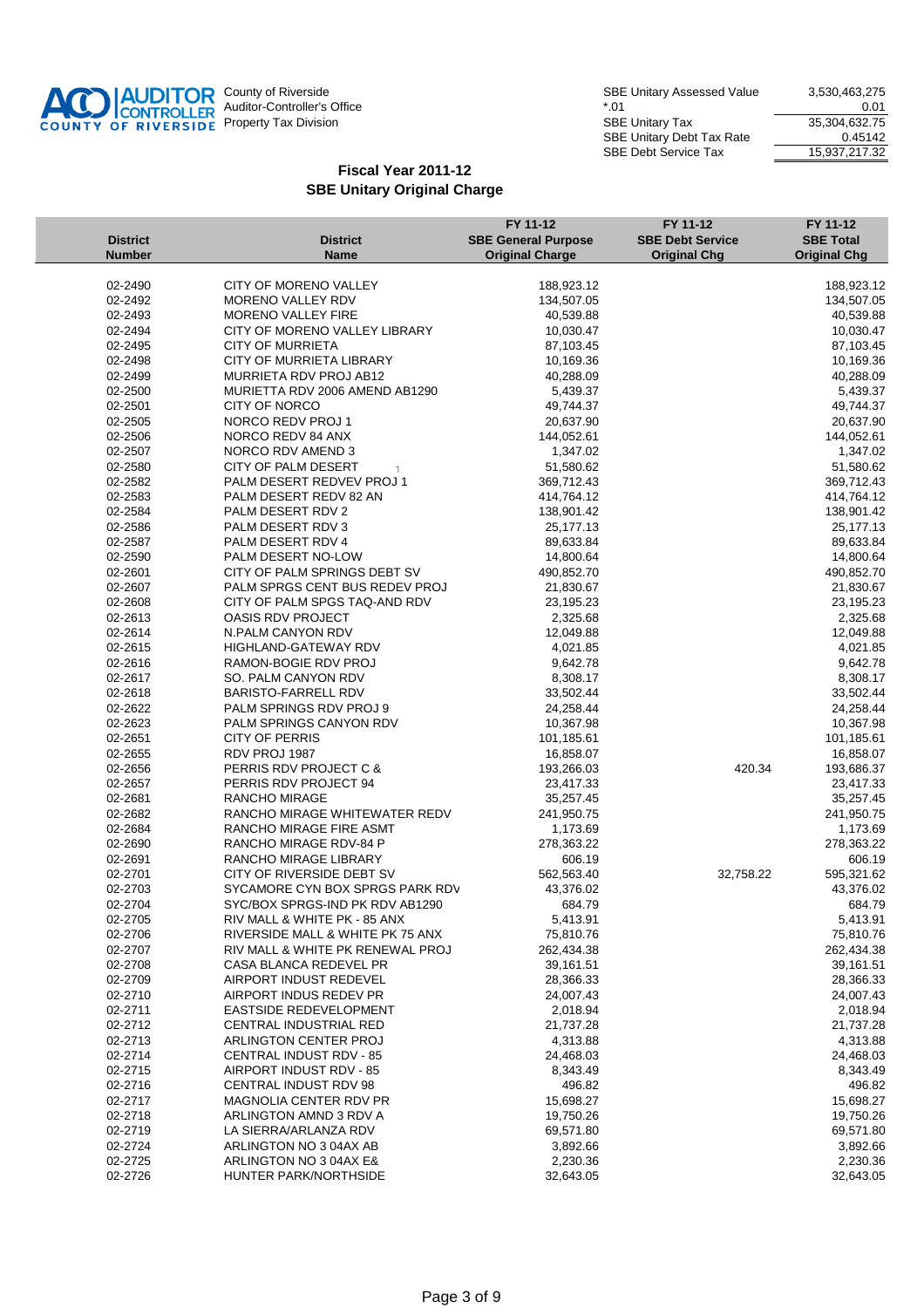AUDITOR CONTROLLER COUNTY OF RIVERSIDE

County of Riverside
Auditor-Controller's Office
Property Tax Division

| | |
|---|---|
| SBE Unitary Assessed Value | 3,530,463,275 |
| *.01 | 0.01 |
| SBE Unitary Tax | 35,304,632.75 |
| SBE Unitary Debt Tax Rate | 0.45142 |
| SBE Debt Service Tax | 15,937,217.32 |

## Fiscal Year 2011-12
## SBE Unitary Original Charge

| District Number | District Name | FY 11-12 SBE General Purpose Original Charge | FY 11-12 SBE Debt Service Original Chg | FY 11-12 SBE Total Original Chg |
|---|---|---|---|---|
| 02-2490 | CITY OF MORENO VALLEY | 188,923.12 | | 188,923.12 |
| 02-2492 | MORENO VALLEY RDV | 134,507.05 | | 134,507.05 |
| 02-2493 | MORENO VALLEY FIRE | 40,539.88 | | 40,539.88 |
| 02-2494 | CITY OF MORENO VALLEY LIBRARY | 10,030.47 | | 10,030.47 |
| 02-2495 | CITY OF MURRIETA | 87,103.45 | | 87,103.45 |
| 02-2498 | CITY OF MURRIETA LIBRARY | 10,169.36 | | 10,169.36 |
| 02-2499 | MURRIETA RDV PROJ AB12 | 40,288.09 | | 40,288.09 |
| 02-2500 | MURIETTA RDV 2006 AMEND AB1290 | 5,439.37 | | 5,439.37 |
| 02-2501 | CITY OF NORCO | 49,744.37 | | 49,744.37 |
| 02-2505 | NORCO REDV PROJ 1 | 20,637.90 | | 20,637.90 |
| 02-2506 | NORCO REDV 84 ANX | 144,052.61 | | 144,052.61 |
| 02-2507 | NORCO RDV AMEND 3 | 1,347.02 | | 1,347.02 |
| 02-2580 | CITY OF PALM DESERT | 51,580.62 | | 51,580.62 |
| 02-2582 | PALM DESERT REDVEV PROJ 1 | 369,712.43 | | 369,712.43 |
| 02-2583 | PALM DESERT REDV 82 AN | 414,764.12 | | 414,764.12 |
| 02-2584 | PALM DESERT RDV 2 | 138,901.42 | | 138,901.42 |
| 02-2586 | PALM DESERT RDV 3 | 25,177.13 | | 25,177.13 |
| 02-2587 | PALM DESERT RDV 4 | 89,633.84 | | 89,633.84 |
| 02-2590 | PALM DESERT NO-LOW | 14,800.64 | | 14,800.64 |
| 02-2601 | CITY OF PALM SPRINGS DEBT SV | 490,852.70 | | 490,852.70 |
| 02-2607 | PALM SPRGS CENT BUS REDEV PROJ | 21,830.67 | | 21,830.67 |
| 02-2608 | CITY OF PALM SPGS TAQ-AND RDV | 23,195.23 | | 23,195.23 |
| 02-2613 | OASIS RDV PROJECT | 2,325.68 | | 2,325.68 |
| 02-2614 | N.PALM CANYON RDV | 12,049.88 | | 12,049.88 |
| 02-2615 | HIGHLAND-GATEWAY RDV | 4,021.85 | | 4,021.85 |
| 02-2616 | RAMON-BOGIE RDV PROJ | 9,642.78 | | 9,642.78 |
| 02-2617 | SO. PALM CANYON RDV | 8,308.17 | | 8,308.17 |
| 02-2618 | BARISTO-FARRELL RDV | 33,502.44 | | 33,502.44 |
| 02-2622 | PALM SPRINGS RDV PROJ 9 | 24,258.44 | | 24,258.44 |
| 02-2623 | PALM SPRINGS CANYON RDV | 10,367.98 | | 10,367.98 |
| 02-2651 | CITY OF PERRIS | 101,185.61 | | 101,185.61 |
| 02-2655 | RDV PROJ 1987 | 16,858.07 | | 16,858.07 |
| 02-2656 | PERRIS RDV PROJECT C & | 193,266.03 | 420.34 | 193,686.37 |
| 02-2657 | PERRIS RDV PROJECT 94 | 23,417.33 | | 23,417.33 |
| 02-2681 | RANCHO MIRAGE | 35,257.45 | | 35,257.45 |
| 02-2682 | RANCHO MIRAGE WHITEWATER REDV | 241,950.75 | | 241,950.75 |
| 02-2684 | RANCHO MIRAGE FIRE ASMT | 1,173.69 | | 1,173.69 |
| 02-2690 | RANCHO MIRAGE RDV-84 P | 278,363.22 | | 278,363.22 |
| 02-2691 | RANCHO MIRAGE LIBRARY | 606.19 | | 606.19 |
| 02-2701 | CITY OF RIVERSIDE DEBT SV | 562,563.40 | 32,758.22 | 595,321.62 |
| 02-2703 | SYCAMORE CYN BOX SPRGS PARK RDV | 43,376.02 | | 43,376.02 |
| 02-2704 | SYC/BOX SPRGS-IND PK RDV AB1290 | 684.79 | | 684.79 |
| 02-2705 | RIV MALL & WHITE PK - 85 ANX | 5,413.91 | | 5,413.91 |
| 02-2706 | RIVERSIDE MALL & WHITE PK 75 ANX | 75,810.76 | | 75,810.76 |
| 02-2707 | RIV MALL & WHITE PK RENEWAL PROJ | 262,434.38 | | 262,434.38 |
| 02-2708 | CASA BLANCA REDEVEL PR | 39,161.51 | | 39,161.51 |
| 02-2709 | AIRPORT INDUST REDEVEL | 28,366.33 | | 28,366.33 |
| 02-2710 | AIRPORT INDUS REDEV PR | 24,007.43 | | 24,007.43 |
| 02-2711 | EASTSIDE REDEVELOPMENT | 2,018.94 | | 2,018.94 |
| 02-2712 | CENTRAL INDUSTRIAL RED | 21,737.28 | | 21,737.28 |
| 02-2713 | ARLINGTON CENTER PROJ | 4,313.88 | | 4,313.88 |
| 02-2714 | CENTRAL INDUST RDV - 85 | 24,468.03 | | 24,468.03 |
| 02-2715 | AIRPORT INDUST RDV - 85 | 8,343.49 | | 8,343.49 |
| 02-2716 | CENTRAL INDUST RDV 98 | 496.82 | | 496.82 |
| 02-2717 | MAGNOLIA CENTER RDV PR | 15,698.27 | | 15,698.27 |
| 02-2718 | ARLINGTON AMND 3 RDV A | 19,750.26 | | 19,750.26 |
| 02-2719 | LA SIERRA/ARLANZA RDV | 69,571.80 | | 69,571.80 |
| 02-2724 | ARLINGTON NO 3 04AX AB | 3,892.66 | | 3,892.66 |
| 02-2725 | ARLINGTON NO 3 04AX E& | 2,230.36 | | 2,230.36 |
| 02-2726 | HUNTER PARK/NORTHSIDE | 32,643.05 | | 32,643.05 |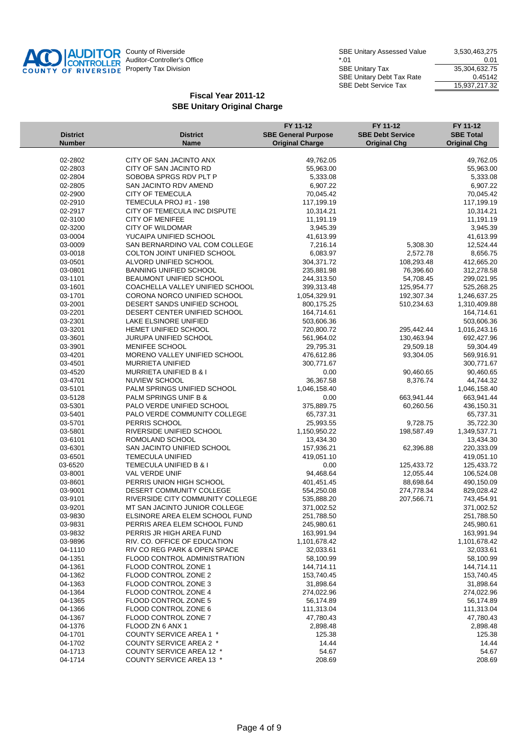County of Riverside
Auditor-Controller's Office
Property Tax Division

| | |
|---|---|
| SBE Unitary Assessed Value | 3,530,463,275 |
| *.01 | 0.01 |
| SBE Unitary Tax | 35,304,632.75 |
| SBE Unitary Debt Tax Rate | 0.45142 |
| SBE Debt Service Tax | 15,937,217.32 |

## Fiscal Year 2011-12
## SBE Unitary Original Charge

| District Number | District Name | FY 11-12 SBE General Purpose Original Charge | FY 11-12 SBE Debt Service Original Chg | FY 11-12 SBE Total Original Chg |
|---|---|---|---|---|
| 02-2802 | CITY OF SAN JACINTO ANX | 49,762.05 | | 49,762.05 |
| 02-2803 | CITY OF SAN JACINTO RD | 55,963.00 | | 55,963.00 |
| 02-2804 | SOBOBA SPRGS RDV PLT P | 5,333.08 | | 5,333.08 |
| 02-2805 | SAN JACINTO RDV AMEND | 6,907.22 | | 6,907.22 |
| 02-2900 | CITY OF TEMECULA | 70,045.42 | | 70,045.42 |
| 02-2910 | TEMECULA PROJ #1 - 198 | 117,199.19 | | 117,199.19 |
| 02-2917 | CITY OF TEMECULA INC DISPUTE | 10,314.21 | | 10,314.21 |
| 02-3100 | CITY OF MENIFEE | 11,191.19 | | 11,191.19 |
| 02-3200 | CITY OF WILDOMAR | 3,945.39 | | 3,945.39 |
| 03-0004 | YUCAIPA UNIFIED SCHOOL | 41,613.99 | | 41,613.99 |
| 03-0009 | SAN BERNARDINO VAL COM COLLEGE | 7,216.14 | 5,308.30 | 12,524.44 |
| 03-0018 | COLTON JOINT UNIFIED SCHOOL | 6,083.97 | 2,572.78 | 8,656.75 |
| 03-0501 | ALVORD UNIFIED SCHOOL | 304,371.72 | 108,293.48 | 412,665.20 |
| 03-0801 | BANNING UNIFIED SCHOOL | 235,881.98 | 76,396.60 | 312,278.58 |
| 03-1101 | BEAUMONT UNIFIED SCHOOL | 244,313.50 | 54,708.45 | 299,021.95 |
| 03-1601 | COACHELLA VALLEY UNIFIED SCHOOL | 399,313.48 | 125,954.77 | 525,268.25 |
| 03-1701 | CORONA NORCO UNIFIED SCHOOL | 1,054,329.91 | 192,307.34 | 1,246,637.25 |
| 03-2001 | DESERT SANDS UNIFIED SCHOOL | 800,175.25 | 510,234.63 | 1,310,409.88 |
| 03-2201 | DESERT CENTER UNIFIED SCHOOL | 164,714.61 | | 164,714.61 |
| 03-2301 | LAKE ELSINORE UNIFIED | 503,606.36 | | 503,606.36 |
| 03-3201 | HEMET UNIFIED SCHOOL | 720,800.72 | 295,442.44 | 1,016,243.16 |
| 03-3601 | JURUPA UNIFIED SCHOOL | 561,964.02 | 130,463.94 | 692,427.96 |
| 03-3901 | MENIFEE SCHOOL | 29,795.31 | 29,509.18 | 59,304.49 |
| 03-4201 | MORENO VALLEY UNIFIED SCHOOL | 476,612.86 | 93,304.05 | 569,916.91 |
| 03-4501 | MURRIETA UNIFIED | 300,771.67 | | 300,771.67 |
| 03-4520 | MURRIETA UNIFIED B & I | 0.00 | 90,460.65 | 90,460.65 |
| 03-4701 | NUVIEW SCHOOL | 36,367.58 | 8,376.74 | 44,744.32 |
| 03-5101 | PALM SPRINGS UNIFIED SCHOOL | 1,046,158.40 | | 1,046,158.40 |
| 03-5128 | PALM SPRINGS UNIF B & | 0.00 | 663,941.44 | 663,941.44 |
| 03-5301 | PALO VERDE UNIFIED SCHOOL | 375,889.75 | 60,260.56 | 436,150.31 |
| 03-5401 | PALO VERDE COMMUNITY COLLEGE | 65,737.31 | | 65,737.31 |
| 03-5701 | PERRIS SCHOOL | 25,993.55 | 9,728.75 | 35,722.30 |
| 03-5801 | RIVERSIDE UNIFIED SCHOOL | 1,150,950.22 | 198,587.49 | 1,349,537.71 |
| 03-6101 | ROMOLAND SCHOOL | 13,434.30 | | 13,434.30 |
| 03-6301 | SAN JACINTO UNIFIED SCHOOL | 157,936.21 | 62,396.88 | 220,333.09 |
| 03-6501 | TEMECULA UNIFIED | 419,051.10 | | 419,051.10 |
| 03-6520 | TEMECULA UNIFIED B & I | 0.00 | 125,433.72 | 125,433.72 |
| 03-8001 | VAL VERDE UNIF | 94,468.64 | 12,055.44 | 106,524.08 |
| 03-8601 | PERRIS UNION HIGH SCHOOL | 401,451.45 | 88,698.64 | 490,150.09 |
| 03-9001 | DESERT COMMUNITY COLLEGE | 554,250.08 | 274,778.34 | 829,028.42 |
| 03-9101 | RIVERSIDE CITY COMMUNITY COLLEGE | 535,888.20 | 207,566.71 | 743,454.91 |
| 03-9201 | MT SAN JACINTO JUNIOR COLLEGE | 371,002.52 | | 371,002.52 |
| 03-9830 | ELSINORE AREA ELEM SCHOOL FUND | 251,788.50 | | 251,788.50 |
| 03-9831 | PERRIS AREA ELEM SCHOOL FUND | 245,980.61 | | 245,980.61 |
| 03-9832 | PERRIS JR HIGH AREA FUND | 163,991.94 | | 163,991.94 |
| 03-9896 | RIV. CO. OFFICE OF EDUCATION | 1,101,678.42 | | 1,101,678.42 |
| 04-1110 | RIV CO REG PARK & OPEN SPACE | 32,033.61 | | 32,033.61 |
| 04-1351 | FLOOD CONTROL ADMINISTRATION | 58,100.99 | | 58,100.99 |
| 04-1361 | FLOOD CONTROL ZONE 1 | 144,714.11 | | 144,714.11 |
| 04-1362 | FLOOD CONTROL ZONE 2 | 153,740.45 | | 153,740.45 |
| 04-1363 | FLOOD CONTROL ZONE 3 | 31,898.64 | | 31,898.64 |
| 04-1364 | FLOOD CONTROL ZONE 4 | 274,022.96 | | 274,022.96 |
| 04-1365 | FLOOD CONTROL ZONE 5 | 56,174.89 | | 56,174.89 |
| 04-1366 | FLOOD CONTROL ZONE 6 | 111,313.04 | | 111,313.04 |
| 04-1367 | FLOOD CONTROL ZONE 7 | 47,780.43 | | 47,780.43 |
| 04-1376 | FLOOD ZN 6 ANX 1 | 2,898.48 | | 2,898.48 |
| 04-1701 | COUNTY SERVICE AREA 1 * | 125.38 | | 125.38 |
| 04-1702 | COUNTY SERVICE AREA 2 * | 14.44 | | 14.44 |
| 04-1713 | COUNTY SERVICE AREA 12 * | 54.67 | | 54.67 |
| 04-1714 | COUNTY SERVICE AREA 13 * | 208.69 | | 208.69 |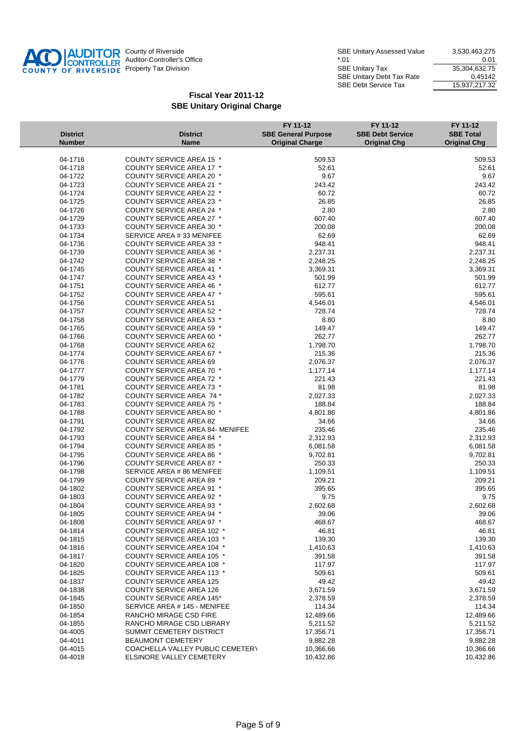County of Riverside
Auditor-Controller's Office
Property Tax Division

| | |
|---|---|
| SBE Unitary Assessed Value | 3,530,463,275 |
| *.01 | 0.01 |
| SBE Unitary Tax | 35,304,632.75 |
| SBE Unitary Debt Tax Rate | 0.45142 |
| SBE Debt Service Tax | 15,937,217.32 |

## Fiscal Year 2011-12
## SBE Unitary Original Charge

| District Number | District Name | FY 11-12 SBE General Purpose Original Charge | FY 11-12 SBE Debt Service Original Chg | FY 11-12 SBE Total Original Chg |
|---|---|---|---|---|
| 04-1716 | COUNTY SERVICE AREA 15 * | 509.53 | | 509.53 |
| 04-1718 | COUNTY SERVICE AREA 17 * | 52.61 | | 52.61 |
| 04-1722 | COUNTY SERVICE AREA 20 * | 9.67 | | 9.67 |
| 04-1723 | COUNTY SERVICE AREA 21 * | 243.42 | | 243.42 |
| 04-1724 | COUNTY SERVICE AREA 22 * | 60.72 | | 60.72 |
| 04-1725 | COUNTY SERVICE AREA 23 * | 26.85 | | 26.85 |
| 04-1726 | COUNTY SERVICE AREA 24 * | 2.80 | | 2.80 |
| 04-1729 | COUNTY SERVICE AREA 27 * | 607.40 | | 607.40 |
| 04-1733 | COUNTY SERVICE AREA 30 * | 200.08 | | 200.08 |
| 04-1734 | SERVICE AREA # 33 MENIFEE | 62.69 | | 62.69 |
| 04-1736 | COUNTY SERVICE AREA 33 * | 948.41 | | 948.41 |
| 04-1739 | COUNTY SERVICE AREA 36 * | 2,237.31 | | 2,237.31 |
| 04-1742 | COUNTY SERVICE AREA 38 * | 2,248.25 | | 2,248.25 |
| 04-1745 | COUNTY SERVICE AREA 41 * | 3,369.31 | | 3,369.31 |
| 04-1747 | COUNTY SERVICE AREA 43 * | 501.99 | | 501.99 |
| 04-1751 | COUNTY SERVICE AREA 46 * | 612.77 | | 612.77 |
| 04-1752 | COUNTY SERVICE AREA 47 * | 595.61 | | 595.61 |
| 04-1756 | COUNTY SERVICE AREA 51 | 4,546.01 | | 4,546.01 |
| 04-1757 | COUNTY SERVICE AREA 52 * | 728.74 | | 728.74 |
| 04-1758 | COUNTY SERVICE AREA 53 * | 8.80 | | 8.80 |
| 04-1765 | COUNTY SERVICE AREA 59 * | 149.47 | | 149.47 |
| 04-1766 | COUNTY SERVICE AREA 60 * | 262.77 | | 262.77 |
| 04-1768 | COUNTY SERVICE AREA 62 | 1,798.70 | | 1,798.70 |
| 04-1774 | COUNTY SERVICE AREA 67 * | 215.36 | | 215.36 |
| 04-1776 | COUNTY SERVICE AREA 69 | 2,076.37 | | 2,076.37 |
| 04-1777 | COUNTY SERVICE AREA 70 * | 1,177.14 | | 1,177.14 |
| 04-1779 | COUNTY SERVICE AREA 72 * | 221.43 | | 221.43 |
| 04-1781 | COUNTY SERVICE AREA 73 * | 81.98 | | 81.98 |
| 04-1782 | COUNTY SERVICE AREA 74 * | 2,027.33 | | 2,027.33 |
| 04-1783 | COUNTY SERVICE AREA 75 * | 188.84 | | 188.84 |
| 04-1788 | COUNTY SERVICE AREA 80 * | 4,801.86 | | 4,801.86 |
| 04-1791 | COUNTY SERVICE AREA 82 | 34.66 | | 34.66 |
| 04-1792 | COUNTY SERVICE AREA 84- MENIFEE | 235.46 | | 235.46 |
| 04-1793 | COUNTY SERVICE AREA 84 * | 2,312.93 | | 2,312.93 |
| 04-1794 | COUNTY SERVICE AREA 85 * | 6,081.58 | | 6,081.58 |
| 04-1795 | COUNTY SERVICE AREA 86 * | 9,702.81 | | 9,702.81 |
| 04-1796 | COUNTY SERVICE AREA 87 * | 250.33 | | 250.33 |
| 04-1798 | SERVICE AREA # 86 MENIFEE | 1,109.51 | | 1,109.51 |
| 04-1799 | COUNTY SERVICE AREA 89 * | 209.21 | | 209.21 |
| 04-1802 | COUNTY SERVICE AREA 91 * | 395.65 | | 395.65 |
| 04-1803 | COUNTY SERVICE AREA 92 * | 9.75 | | 9.75 |
| 04-1804 | COUNTY SERVICE AREA 93 * | 2,602.68 | | 2,602.68 |
| 04-1805 | COUNTY SERVICE AREA 94 * | 39.06 | | 39.06 |
| 04-1808 | COUNTY SERVICE AREA 97 * | 468.67 | | 468.67 |
| 04-1814 | COUNTY SERVICE AREA 102 * | 46.81 | | 46.81 |
| 04-1815 | COUNTY SERVICE AREA 103 * | 139.30 | | 139.30 |
| 04-1816 | COUNTY SERVICE AREA 104 * | 1,410.63 | | 1,410.63 |
| 04-1817 | COUNTY SERVICE AREA 105 * | 391.58 | | 391.58 |
| 04-1820 | COUNTY SERVICE AREA 108 * | 117.97 | | 117.97 |
| 04-1825 | COUNTY SERVICE AREA 113 * | 509.61 | | 509.61 |
| 04-1837 | COUNTY SERVICE AREA 125 | 49.42 | | 49.42 |
| 04-1838 | COUNTY SERVICE AREA 126 | 3,671.59 | | 3,671.59 |
| 04-1845 | COUNTY SERVICE AREA 145* | 2,378.59 | | 2,378.59 |
| 04-1850 | SERVICE AREA # 145 - MENIFEE | 114.34 | | 114.34 |
| 04-1854 | RANCHO MIRAGE CSD FIRE | 12,489.66 | | 12,489.66 |
| 04-1855 | RANCHO MIRAGE CSD LIBRARY | 5,211.52 | | 5,211.52 |
| 04-4005 | SUMMIT CEMETERY DISTRICT | 17,356.71 | | 17,356.71 |
| 04-4011 | BEAUMONT CEMETERY | 9,882.28 | | 9,882.28 |
| 04-4015 | COACHELLA VALLEY PUBLIC CEMETERY | 10,366.66 | | 10,366.66 |
| 04-4018 | ELSINORE VALLEY CEMETERY | 10,432.86 | | 10,432.86 |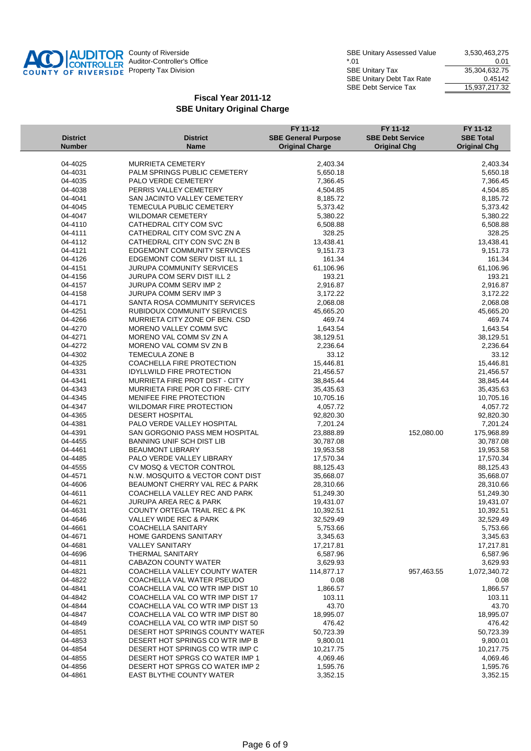County of Riverside
Auditor-Controller's Office
Property Tax Division

| | |
|---|---|
| SBE Unitary Assessed Value | 3,530,463,275 |
| *.01 | 0.01 |
| SBE Unitary Tax | 35,304,632.75 |
| SBE Unitary Debt Tax Rate | 0.45142 |
| SBE Debt Service Tax | 15,937,217.32 |

## Fiscal Year 2011-12
## SBE Unitary Original Charge

| District Number | District Name | FY 11-12 SBE General Purpose Original Charge | FY 11-12 SBE Debt Service Original Chg | FY 11-12 SBE Total Original Chg |
|---|---|---|---|---|
| 04-4025 | MURRIETA CEMETERY | 2,403.34 | | 2,403.34 |
| 04-4031 | PALM SPRINGS PUBLIC CEMETERY | 5,650.18 | | 5,650.18 |
| 04-4035 | PALO VERDE CEMETERY | 7,366.45 | | 7,366.45 |
| 04-4038 | PERRIS VALLEY CEMETERY | 4,504.85 | | 4,504.85 |
| 04-4041 | SAN JACINTO VALLEY CEMETERY | 8,185.72 | | 8,185.72 |
| 04-4045 | TEMECULA PUBLIC CEMETERY | 5,373.42 | | 5,373.42 |
| 04-4047 | WILDOMAR CEMETERY | 5,380.22 | | 5,380.22 |
| 04-4110 | CATHEDRAL CITY COM SVC | 6,508.88 | | 6,508.88 |
| 04-4111 | CATHEDRAL CITY COM SVC ZN A | 328.25 | | 328.25 |
| 04-4112 | CATHEDRAL CITY CON SVC ZN B | 13,438.41 | | 13,438.41 |
| 04-4121 | EDGEMONT COMMUNITY SERVICES | 9,151.73 | | 9,151.73 |
| 04-4126 | EDGEMONT COM SERV DIST ILL 1 | 161.34 | | 161.34 |
| 04-4151 | JURUPA COMMUNITY SERVICES | 61,106.96 | | 61,106.96 |
| 04-4156 | JURUPA COM SERV DIST ILL 2 | 193.21 | | 193.21 |
| 04-4157 | JURUPA COMM SERV IMP 2 | 2,916.87 | | 2,916.87 |
| 04-4158 | JURUPA COMM SERV IMP 3 | 3,172.22 | | 3,172.22 |
| 04-4171 | SANTA ROSA COMMUNITY SERVICES | 2,068.08 | | 2,068.08 |
| 04-4251 | RUBIDOUX COMMUNITY SERVICES | 45,665.20 | | 45,665.20 |
| 04-4266 | MURRIETA CITY ZONE OF BEN. CSD | 469.74 | | 469.74 |
| 04-4270 | MORENO VALLEY COMM SVC | 1,643.54 | | 1,643.54 |
| 04-4271 | MORENO VAL COMM SV ZN A | 38,129.51 | | 38,129.51 |
| 04-4272 | MORENO VAL COMM SV ZN B | 2,236.64 | | 2,236.64 |
| 04-4302 | TEMECULA ZONE B | 33.12 | | 33.12 |
| 04-4325 | COACHELLA FIRE PROTECTION | 15,446.81 | | 15,446.81 |
| 04-4331 | IDYLLWILD FIRE PROTECTION | 21,456.57 | | 21,456.57 |
| 04-4341 | MURRIETA FIRE PROT DIST - CITY | 38,845.44 | | 38,845.44 |
| 04-4343 | MURRIETA FIRE POR CO FIRE- CITY | 35,435.63 | | 35,435.63 |
| 04-4345 | MENIFEE FIRE PROTECTION | 10,705.16 | | 10,705.16 |
| 04-4347 | WILDOMAR FIRE PROTECTION | 4,057.72 | | 4,057.72 |
| 04-4365 | DESERT HOSPITAL | 92,820.30 | | 92,820.30 |
| 04-4381 | PALO VERDE VALLEY HOSPITAL | 7,201.24 | | 7,201.24 |
| 04-4391 | SAN GORGONIO PASS MEM HOSPITAL | 23,888.89 | 152,080.00 | 175,968.89 |
| 04-4455 | BANNING UNIF SCH DIST LIB | 30,787.08 | | 30,787.08 |
| 04-4461 | BEAUMONT LIBRARY | 19,953.58 | | 19,953.58 |
| 04-4485 | PALO VERDE VALLEY LIBRARY | 17,570.34 | | 17,570.34 |
| 04-4555 | CV MOSQ & VECTOR CONTROL | 88,125.43 | | 88,125.43 |
| 04-4571 | N.W. MOSQUITO & VECTOR CONT DIST | 35,668.07 | | 35,668.07 |
| 04-4606 | BEAUMONT CHERRY VAL REC & PARK | 28,310.66 | | 28,310.66 |
| 04-4611 | COACHELLA VALLEY REC AND PARK | 51,249.30 | | 51,249.30 |
| 04-4621 | JURUPA AREA REC & PARK | 19,431.07 | | 19,431.07 |
| 04-4631 | COUNTY ORTEGA TRAIL REC & PK | 10,392.51 | | 10,392.51 |
| 04-4646 | VALLEY WIDE REC & PARK | 32,529.49 | | 32,529.49 |
| 04-4661 | COACHELLA SANITARY | 5,753.66 | | 5,753.66 |
| 04-4671 | HOME GARDENS SANITARY | 3,345.63 | | 3,345.63 |
| 04-4681 | VALLEY SANITARY | 17,217.81 | | 17,217.81 |
| 04-4696 | THERMAL SANITARY | 6,587.96 | | 6,587.96 |
| 04-4811 | CABAZON COUNTY WATER | 3,629.93 | | 3,629.93 |
| 04-4821 | COACHELLA VALLEY COUNTY WATER | 114,877.17 | 957,463.55 | 1,072,340.72 |
| 04-4822 | COACHELLA VAL WATER PSEUDO | 0.08 | | 0.08 |
| 04-4841 | COACHELLA VAL CO WTR IMP DIST 10 | 1,866.57 | | 1,866.57 |
| 04-4842 | COACHELLA VAL CO WTR IMP DIST 17 | 103.11 | | 103.11 |
| 04-4844 | COACHELLA VAL CO WTR IMP DIST 13 | 43.70 | | 43.70 |
| 04-4847 | COACHELLA VAL CO WTR IMP DIST 80 | 18,995.07 | | 18,995.07 |
| 04-4849 | COACHELLA VAL CO WTR IMP DIST 50 | 476.42 | | 476.42 |
| 04-4851 | DESERT HOT SPRINGS COUNTY WATER | 50,723.39 | | 50,723.39 |
| 04-4853 | DESERT HOT SPRINGS CO WTR IMP B | 9,800.01 | | 9,800.01 |
| 04-4854 | DESERT HOT SPRINGS CO WTR IMP C | 10,217.75 | | 10,217.75 |
| 04-4855 | DESERT HOT SPRGS CO WATER IMP 1 | 4,069.46 | | 4,069.46 |
| 04-4856 | DESERT HOT SPRGS CO WATER IMP 2 | 1,595.76 | | 1,595.76 |
| 04-4861 | EAST BLYTHE COUNTY WATER | 3,352.15 | | 3,352.15 |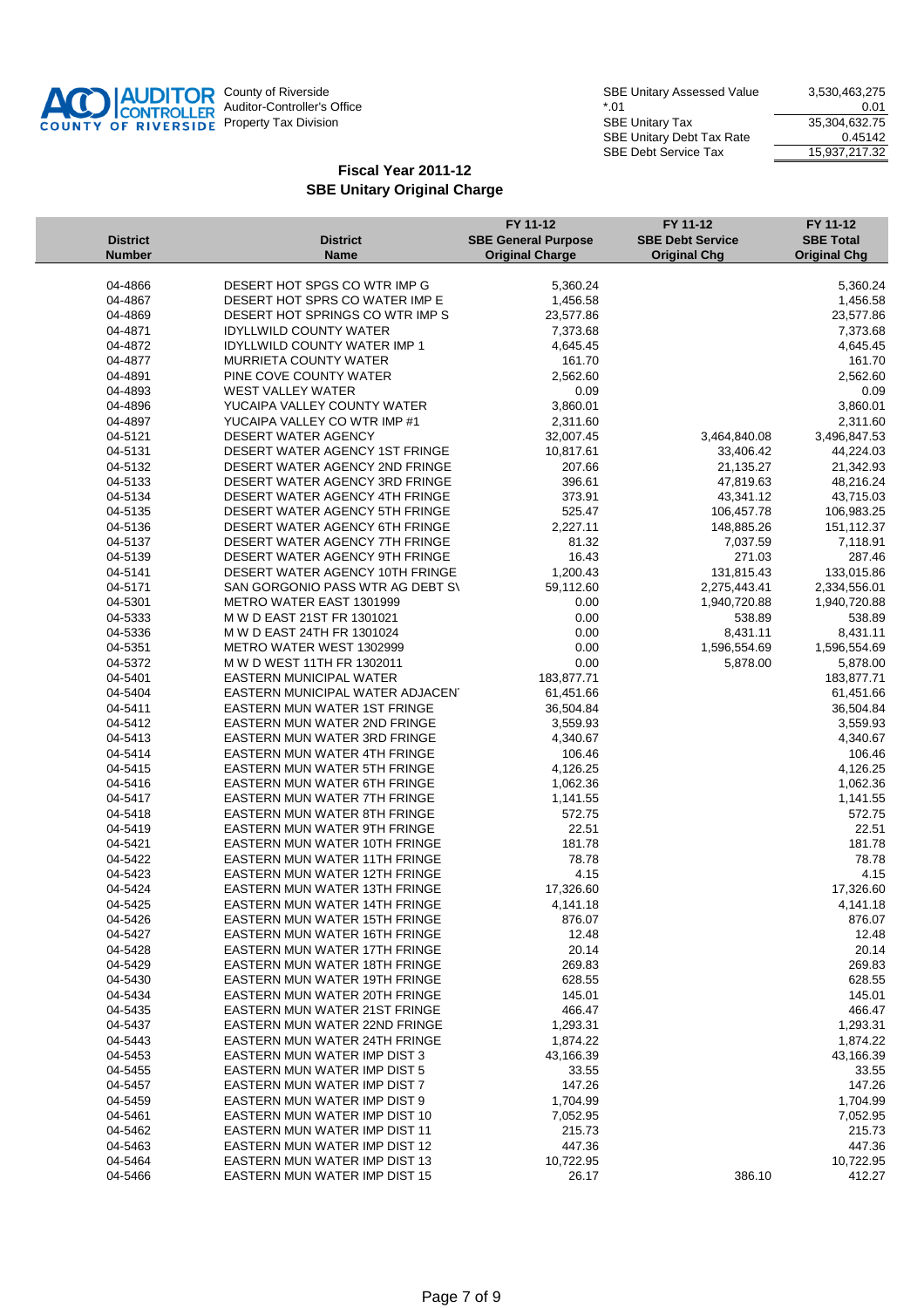County of Riverside
Auditor-Controller's Office
Property Tax Division

| | |
|---|---|
| SBE Unitary Assessed Value | 3,530,463,275 |
| *.01 | 0.01 |
| SBE Unitary Tax | 35,304,632.75 |
| SBE Unitary Debt Tax Rate | 0.45142 |
| SBE Debt Service Tax | 15,937,217.32 |

## Fiscal Year 2011-12
## SBE Unitary Original Charge

| District Number | District Name | FY 11-12 SBE General Purpose Original Charge | FY 11-12 SBE Debt Service Original Chg | FY 11-12 SBE Total Original Chg |
|---|---|---|---|---|
| 04-4866 | DESERT HOT SPGS CO WTR IMP G | 5,360.24 | | 5,360.24 |
| 04-4867 | DESERT HOT SPRS CO WATER IMP E | 1,456.58 | | 1,456.58 |
| 04-4869 | DESERT HOT SPRINGS CO WTR IMP S | 23,577.86 | | 23,577.86 |
| 04-4871 | IDYLLWILD COUNTY WATER | 7,373.68 | | 7,373.68 |
| 04-4872 | IDYLLWILD COUNTY WATER IMP 1 | 4,645.45 | | 4,645.45 |
| 04-4877 | MURRIETA COUNTY WATER | 161.70 | | 161.70 |
| 04-4891 | PINE COVE COUNTY WATER | 2,562.60 | | 2,562.60 |
| 04-4893 | WEST VALLEY WATER | 0.09 | | 0.09 |
| 04-4896 | YUCAIPA VALLEY COUNTY WATER | 3,860.01 | | 3,860.01 |
| 04-4897 | YUCAIPA VALLEY CO WTR IMP #1 | 2,311.60 | | 2,311.60 |
| 04-5121 | DESERT WATER AGENCY | 32,007.45 | 3,464,840.08 | 3,496,847.53 |
| 04-5131 | DESERT WATER AGENCY 1ST FRINGE | 10,817.61 | 33,406.42 | 44,224.03 |
| 04-5132 | DESERT WATER AGENCY 2ND FRINGE | 207.66 | 21,135.27 | 21,342.93 |
| 04-5133 | DESERT WATER AGENCY 3RD FRINGE | 396.61 | 47,819.63 | 48,216.24 |
| 04-5134 | DESERT WATER AGENCY 4TH FRINGE | 373.91 | 43,341.12 | 43,715.03 |
| 04-5135 | DESERT WATER AGENCY 5TH FRINGE | 525.47 | 106,457.78 | 106,983.25 |
| 04-5136 | DESERT WATER AGENCY 6TH FRINGE | 2,227.11 | 148,885.26 | 151,112.37 |
| 04-5137 | DESERT WATER AGENCY 7TH FRINGE | 81.32 | 7,037.59 | 7,118.91 |
| 04-5139 | DESERT WATER AGENCY 9TH FRINGE | 16.43 | 271.03 | 287.46 |
| 04-5141 | DESERT WATER AGENCY 10TH FRINGE | 1,200.43 | 131,815.43 | 133,015.86 |
| 04-5171 | SAN GORGONIO PASS WTR AG DEBT S\ | 59,112.60 | 2,275,443.41 | 2,334,556.01 |
| 04-5301 | METRO WATER EAST 1301999 | 0.00 | 1,940,720.88 | 1,940,720.88 |
| 04-5333 | M W D EAST 21ST FR 1301021 | 0.00 | 538.89 | 538.89 |
| 04-5336 | M W D EAST 24TH FR 1301024 | 0.00 | 8,431.11 | 8,431.11 |
| 04-5351 | METRO WATER WEST 1302999 | 0.00 | 1,596,554.69 | 1,596,554.69 |
| 04-5372 | M W D WEST 11TH FR 1302011 | 0.00 | 5,878.00 | 5,878.00 |
| 04-5401 | EASTERN MUNICIPAL WATER | 183,877.71 | | 183,877.71 |
| 04-5404 | EASTERN MUNICIPAL WATER ADJACEN | 61,451.66 | | 61,451.66 |
| 04-5411 | EASTERN MUN WATER 1ST FRINGE | 36,504.84 | | 36,504.84 |
| 04-5412 | EASTERN MUN WATER 2ND FRINGE | 3,559.93 | | 3,559.93 |
| 04-5413 | EASTERN MUN WATER 3RD FRINGE | 4,340.67 | | 4,340.67 |
| 04-5414 | EASTERN MUN WATER 4TH FRINGE | 106.46 | | 106.46 |
| 04-5415 | EASTERN MUN WATER 5TH FRINGE | 4,126.25 | | 4,126.25 |
| 04-5416 | EASTERN MUN WATER 6TH FRINGE | 1,062.36 | | 1,062.36 |
| 04-5417 | EASTERN MUN WATER 7TH FRINGE | 1,141.55 | | 1,141.55 |
| 04-5418 | EASTERN MUN WATER 8TH FRINGE | 572.75 | | 572.75 |
| 04-5419 | EASTERN MUN WATER 9TH FRINGE | 22.51 | | 22.51 |
| 04-5421 | EASTERN MUN WATER 10TH FRINGE | 181.78 | | 181.78 |
| 04-5422 | EASTERN MUN WATER 11TH FRINGE | 78.78 | | 78.78 |
| 04-5423 | EASTERN MUN WATER 12TH FRINGE | 4.15 | | 4.15 |
| 04-5424 | EASTERN MUN WATER 13TH FRINGE | 17,326.60 | | 17,326.60 |
| 04-5425 | EASTERN MUN WATER 14TH FRINGE | 4,141.18 | | 4,141.18 |
| 04-5426 | EASTERN MUN WATER 15TH FRINGE | 876.07 | | 876.07 |
| 04-5427 | EASTERN MUN WATER 16TH FRINGE | 12.48 | | 12.48 |
| 04-5428 | EASTERN MUN WATER 17TH FRINGE | 20.14 | | 20.14 |
| 04-5429 | EASTERN MUN WATER 18TH FRINGE | 269.83 | | 269.83 |
| 04-5430 | EASTERN MUN WATER 19TH FRINGE | 628.55 | | 628.55 |
| 04-5434 | EASTERN MUN WATER 20TH FRINGE | 145.01 | | 145.01 |
| 04-5435 | EASTERN MUN WATER 21ST FRINGE | 466.47 | | 466.47 |
| 04-5437 | EASTERN MUN WATER 22ND FRINGE | 1,293.31 | | 1,293.31 |
| 04-5443 | EASTERN MUN WATER 24TH FRINGE | 1,874.22 | | 1,874.22 |
| 04-5453 | EASTERN MUN WATER IMP DIST 3 | 43,166.39 | | 43,166.39 |
| 04-5455 | EASTERN MUN WATER IMP DIST 5 | 33.55 | | 33.55 |
| 04-5457 | EASTERN MUN WATER IMP DIST 7 | 147.26 | | 147.26 |
| 04-5459 | EASTERN MUN WATER IMP DIST 9 | 1,704.99 | | 1,704.99 |
| 04-5461 | EASTERN MUN WATER IMP DIST 10 | 7,052.95 | | 7,052.95 |
| 04-5462 | EASTERN MUN WATER IMP DIST 11 | 215.73 | | 215.73 |
| 04-5463 | EASTERN MUN WATER IMP DIST 12 | 447.36 | | 447.36 |
| 04-5464 | EASTERN MUN WATER IMP DIST 13 | 10,722.95 | | 10,722.95 |
| 04-5466 | EASTERN MUN WATER IMP DIST 15 | 26.17 | 386.10 | 412.27 |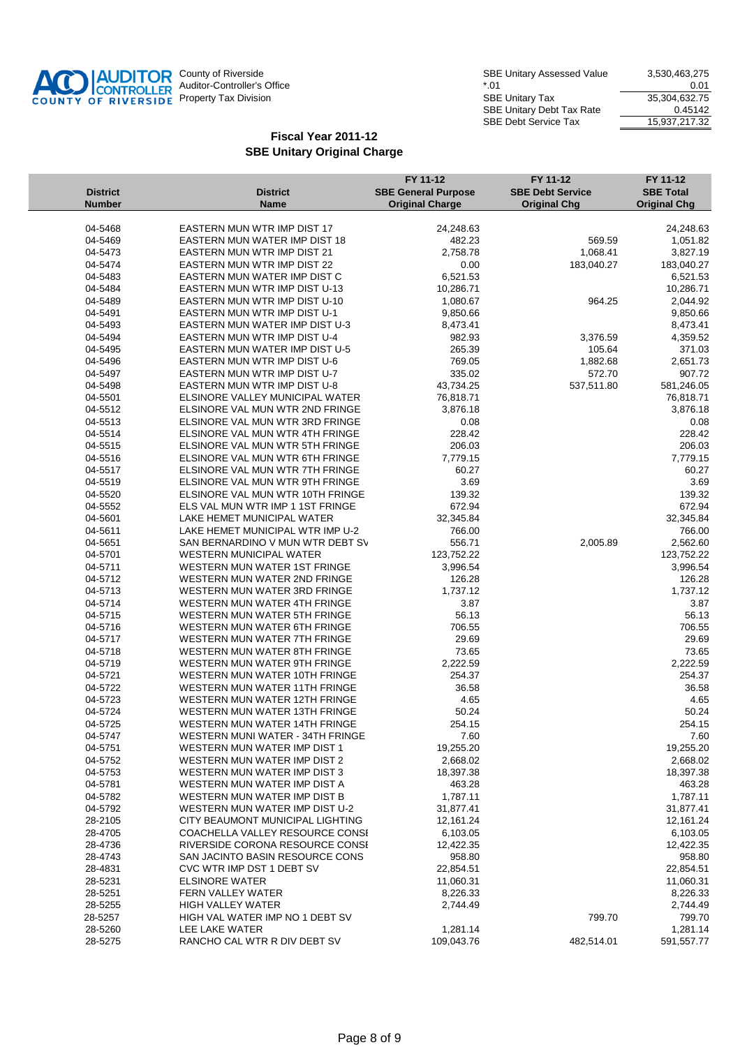AUDITOR CONTROLLER COUNTY OF RIVERSIDE

County of Riverside
Auditor-Controller's Office
Property Tax Division

| | |
|---|---|
| SBE Unitary Assessed Value | 3,530,463,275 |
| *.01 | 0.01 |
| SBE Unitary Tax | 35,304,632.75 |
| SBE Unitary Debt Tax Rate | 0.45142 |
| SBE Debt Service Tax | 15,937,217.32 |

## Fiscal Year 2011-12
## SBE Unitary Original Charge

| District Number | District Name | FY 11-12 SBE General Purpose Original Charge | FY 11-12 SBE Debt Service Original Chg | FY 11-12 SBE Total Original Chg |
|---|---|---|---|---|
| 04-5468 | EASTERN MUN WTR IMP DIST 17 | 24,248.63 | | 24,248.63 |
| 04-5469 | EASTERN MUN WATER IMP DIST 18 | 482.23 | 569.59 | 1,051.82 |
| 04-5473 | EASTERN MUN WTR IMP DIST 21 | 2,758.78 | 1,068.41 | 3,827.19 |
| 04-5474 | EASTERN MUN WTR IMP DIST 22 | 0.00 | 183,040.27 | 183,040.27 |
| 04-5483 | EASTERN MUN WATER IMP DIST C | 6,521.53 | | 6,521.53 |
| 04-5484 | EASTERN MUN WTR IMP DIST U-13 | 10,286.71 | | 10,286.71 |
| 04-5489 | EASTERN MUN WTR IMP DIST U-10 | 1,080.67 | 964.25 | 2,044.92 |
| 04-5491 | EASTERN MUN WTR IMP DIST U-1 | 9,850.66 | | 9,850.66 |
| 04-5493 | EASTERN MUN WATER IMP DIST U-3 | 8,473.41 | | 8,473.41 |
| 04-5494 | EASTERN MUN WTR IMP DIST U-4 | 982.93 | 3,376.59 | 4,359.52 |
| 04-5495 | EASTERN MUN WATER IMP DIST U-5 | 265.39 | 105.64 | 371.03 |
| 04-5496 | EASTERN MUN WTR IMP DIST U-6 | 769.05 | 1,882.68 | 2,651.73 |
| 04-5497 | EASTERN MUN WTR IMP DIST U-7 | 335.02 | 572.70 | 907.72 |
| 04-5498 | EASTERN MUN WTR IMP DIST U-8 | 43,734.25 | 537,511.80 | 581,246.05 |
| 04-5501 | ELSINORE VALLEY MUNICIPAL WATER | 76,818.71 | | 76,818.71 |
| 04-5512 | ELSINORE VAL MUN WTR 2ND FRINGE | 3,876.18 | | 3,876.18 |
| 04-5513 | ELSINORE VAL MUN WTR 3RD FRINGE | 0.08 | | 0.08 |
| 04-5514 | ELSINORE VAL MUN WTR 4TH FRINGE | 228.42 | | 228.42 |
| 04-5515 | ELSINORE VAL MUN WTR 5TH FRINGE | 206.03 | | 206.03 |
| 04-5516 | ELSINORE VAL MUN WTR 6TH FRINGE | 7,779.15 | | 7,779.15 |
| 04-5517 | ELSINORE VAL MUN WTR 7TH FRINGE | 60.27 | | 60.27 |
| 04-5519 | ELSINORE VAL MUN WTR 9TH FRINGE | 3.69 | | 3.69 |
| 04-5520 | ELSINORE VAL MUN WTR 10TH FRINGE | 139.32 | | 139.32 |
| 04-5552 | ELS VAL MUN WTR IMP 1 1ST FRINGE | 672.94 | | 672.94 |
| 04-5601 | LAKE HEMET MUNICIPAL WATER | 32,345.84 | | 32,345.84 |
| 04-5611 | LAKE HEMET MUNICIPAL WTR IMP U-2 | 766.00 | | 766.00 |
| 04-5651 | SAN BERNARDINO V MUN WTR DEBT SV | 556.71 | 2,005.89 | 2,562.60 |
| 04-5701 | WESTERN MUNICIPAL WATER | 123,752.22 | | 123,752.22 |
| 04-5711 | WESTERN MUN WATER 1ST FRINGE | 3,996.54 | | 3,996.54 |
| 04-5712 | WESTERN MUN WATER 2ND FRINGE | 126.28 | | 126.28 |
| 04-5713 | WESTERN MUN WATER 3RD FRINGE | 1,737.12 | | 1,737.12 |
| 04-5714 | WESTERN MUN WATER 4TH FRINGE | 3.87 | | 3.87 |
| 04-5715 | WESTERN MUN WATER 5TH FRINGE | 56.13 | | 56.13 |
| 04-5716 | WESTERN MUN WATER 6TH FRINGE | 706.55 | | 706.55 |
| 04-5717 | WESTERN MUN WATER 7TH FRINGE | 29.69 | | 29.69 |
| 04-5718 | WESTERN MUN WATER 8TH FRINGE | 73.65 | | 73.65 |
| 04-5719 | WESTERN MUN WATER 9TH FRINGE | 2,222.59 | | 2,222.59 |
| 04-5721 | WESTERN MUN WATER 10TH FRINGE | 254.37 | | 254.37 |
| 04-5722 | WESTERN MUN WATER 11TH FRINGE | 36.58 | | 36.58 |
| 04-5723 | WESTERN MUN WATER 12TH FRINGE | 4.65 | | 4.65 |
| 04-5724 | WESTERN MUN WATER 13TH FRINGE | 50.24 | | 50.24 |
| 04-5725 | WESTERN MUN WATER 14TH FRINGE | 254.15 | | 254.15 |
| 04-5747 | WESTERN MUNI WATER - 34TH FRINGE | 7.60 | | 7.60 |
| 04-5751 | WESTERN MUN WATER IMP DIST 1 | 19,255.20 | | 19,255.20 |
| 04-5752 | WESTERN MUN WATER IMP DIST 2 | 2,668.02 | | 2,668.02 |
| 04-5753 | WESTERN MUN WATER IMP DIST 3 | 18,397.38 | | 18,397.38 |
| 04-5781 | WESTERN MUN WATER IMP DIST A | 463.28 | | 463.28 |
| 04-5782 | WESTERN MUN WATER IMP DIST B | 1,787.11 | | 1,787.11 |
| 04-5792 | WESTERN MUN WATER IMP DIST U-2 | 31,877.41 | | 31,877.41 |
| 28-2105 | CITY BEAUMONT MUNICIPAL LIGHTING | 12,161.24 | | 12,161.24 |
| 28-4705 | COACHELLA VALLEY RESOURCE CONSI | 6,103.05 | | 6,103.05 |
| 28-4736 | RIVERSIDE CORONA RESOURCE CONSI | 12,422.35 | | 12,422.35 |
| 28-4743 | SAN JACINTO BASIN RESOURCE CONS | 958.80 | | 958.80 |
| 28-4831 | CVC WTR IMP DST 1 DEBT SV | 22,854.51 | | 22,854.51 |
| 28-5231 | ELSINORE WATER | 11,060.31 | | 11,060.31 |
| 28-5251 | FERN VALLEY WATER | 8,226.33 | | 8,226.33 |
| 28-5255 | HIGH VALLEY WATER | 2,744.49 | | 2,744.49 |
| 28-5257 | HIGH VAL WATER IMP NO 1 DEBT SV | | 799.70 | 799.70 |
| 28-5260 | LEE LAKE WATER | 1,281.14 | | 1,281.14 |
| 28-5275 | RANCHO CAL WTR R DIV DEBT SV | 109,043.76 | 482,514.01 | 591,557.77 |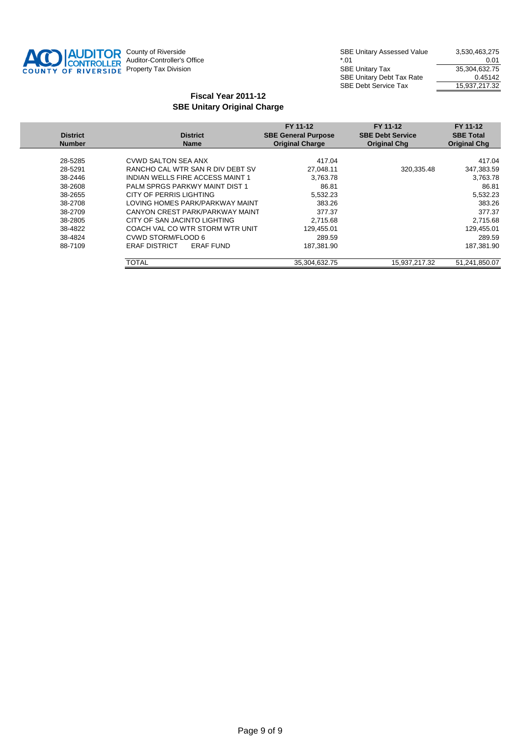County of Riverside
Auditor-Controller's Office
Property Tax Division

| | |
|---|---|
| SBE Unitary Assessed Value | 3,530,463,275 |
| *.01 | 0.01 |
| SBE Unitary Tax | 35,304,632.75 |
| SBE Unitary Debt Tax Rate | 0.45142 |
| SBE Debt Service Tax | 15,937,217.32 |

## Fiscal Year 2011-12
## SBE Unitary Original Charge

| District Number | District Name | FY 11-12 SBE General Purpose Original Charge | FY 11-12 SBE Debt Service Original Chg | FY 11-12 SBE Total Original Chg |
|---|---|---|---|---|
| 28-5285 | CVWD SALTON SEA ANX | 417.04 | | 417.04 |
| 28-5291 | RANCHO CAL WTR SAN R DIV DEBT SV | 27,048.11 | 320,335.48 | 347,383.59 |
| 38-2446 | INDIAN WELLS FIRE ACCESS MAINT 1 | 3,763.78 | | 3,763.78 |
| 38-2608 | PALM SPRGS PARKWY MAINT DIST 1 | 86.81 | | 86.81 |
| 38-2655 | CITY OF PERRIS LIGHTING | 5,532.23 | | 5,532.23 |
| 38-2708 | LOVING HOMES PARK/PARKWAY MAINT | 383.26 | | 383.26 |
| 38-2709 | CANYON CREST PARK/PARKWAY MAINT | 377.37 | | 377.37 |
| 38-2805 | CITY OF SAN JACINTO LIGHTING | 2,715.68 | | 2,715.68 |
| 38-4822 | COACH VAL CO WTR STORM WTR UNIT | 129,455.01 | | 129,455.01 |
| 38-4824 | CVWD STORM/FLOOD 6 | 289.59 | | 289.59 |
| 88-7109 | ERAF DISTRICT ERAF FUND | 187,381.90 | | 187,381.90 |
| | TOTAL | 35,304,632.75 | 15,937,217.32 | 51,241,850.07 |